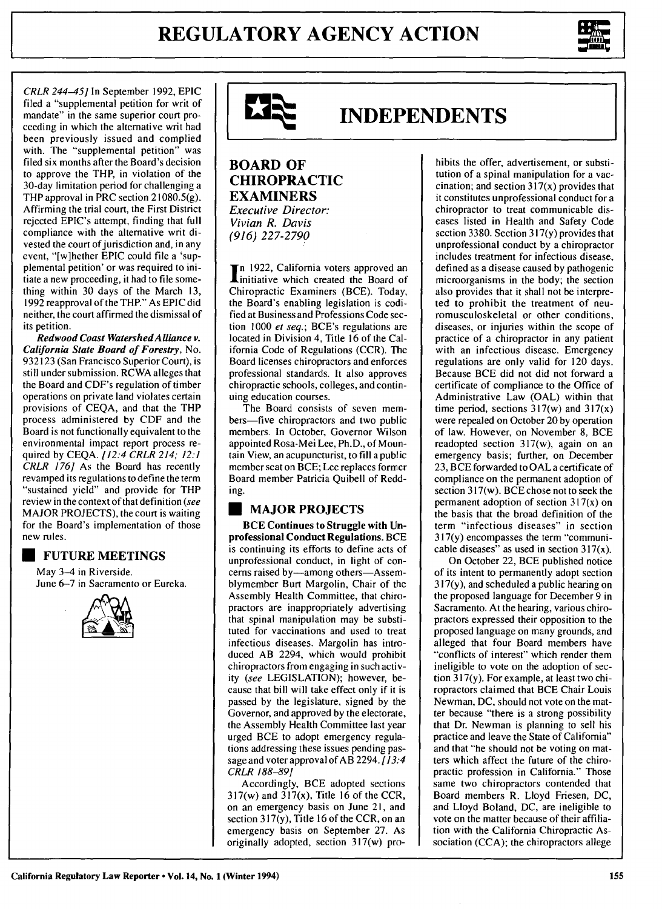*CRLR 244–45]* In September 1992, EPIC filed a "supplemental petition for writ of mandate" in the same superior court proceeding in which the alternative writ had been previously issued and complied with. The "supplemental petition" was filed six months after the Board's decision to approve the THP, in violation of the 30-day limitation period for challenging a THP approval in PRC section 21080.5(g). Affirming the trial court, the First District rejected EPIC's attempt, finding that full compliance with the alternative writ divested the court of jurisdiction and, in any event, "[w]hether EPIC could file a 'supplemental petition' or was required to initiate a new proceeding, it had to file something within 30 days of the March 13, 1992 reapproval of the THP." As EPIC did neither, the court affirmed the dismissal of its petition.

***Redwood Coast Watershed Alliance v. California State Board of Forestry***, No. 932123 (San Francisco Superior Court), is still under submission. RCWA alleges that the Board and CDF's regulation of timber operations on private land violates certain provisions of CEQA, and that the THP process administered by CDF and the Board is not functionally equivalent to the environmental impact report process required by CEQA. *[12:4 CRLR 214; 12:1 CRLR 176]* As the Board has recently revamped its regulations to define the term "sustained yield" and provide for THP review in the context of that definition (*see* MAJOR PROJECTS), the court is waiting for the Board's implementation of those new rules.

## FUTURE MEETINGS

May 3–4 in Riverside.
June 6–7 in Sacramento or Eureka.

# INDEPENDENTS

## BOARD OF CHIROPRACTIC EXAMINERS

*Executive Director: Vivian R. Davis (916) 227-2790*

In 1922, California voters approved an initiative which created the Board of Chiropractic Examiners (BCE). Today, the Board's enabling legislation is codified at Business and Professions Code section 1000 *et seq.*; BCE's regulations are located in Division 4, Title 16 of the California Code of Regulations (CCR). The Board licenses chiropractors and enforces professional standards. It also approves chiropractic schools, colleges, and continuing education courses.

The Board consists of seven members—five chiropractors and two public members. In October, Governor Wilson appointed Rosa-Mei Lee, Ph.D., of Mountain View, an acupuncturist, to fill a public member seat on BCE; Lee replaces former Board member Patricia Quibell of Redding.

## MAJOR PROJECTS

**BCE Continues to Struggle with Unprofessional Conduct Regulations.** BCE is continuing its efforts to define acts of unprofessional conduct, in light of concerns raised by—among others—Assemblymember Burt Margolin, Chair of the Assembly Health Committee, that chiropractors are inappropriately advertising that spinal manipulation may be substituted for vaccinations and used to treat infectious diseases. Margolin has introduced AB 2294, which would prohibit chiropractors from engaging in such activity (*see* LEGISLATION); however, because that bill will take effect only if it is passed by the legislature, signed by the Governor, and approved by the electorate, the Assembly Health Committee last year urged BCE to adopt emergency regulations addressing these issues pending passage and voter approval of AB 2294. *[13:4 CRLR 188–89]*

Accordingly, BCE adopted sections 317(w) and 317(x), Title 16 of the CCR, on an emergency basis on June 21, and section 317(y), Title 16 of the CCR, on an emergency basis on September 27. As originally adopted, section 317(w) prohibits the offer, advertisement, or substitution of a spinal manipulation for a vaccination; and section 317(x) provides that it constitutes unprofessional conduct for a chiropractor to treat communicable diseases listed in Health and Safety Code section 3380. Section 317(y) provides that unprofessional conduct by a chiropractor includes treatment for infectious disease, defined as a disease caused by pathogenic microorganisms in the body; the section also provides that it shall not be interpreted to prohibit the treatment of neuromusculoskeletal or other conditions, diseases, or injuries within the scope of practice of a chiropractor in any patient with an infectious disease. Emergency regulations are only valid for 120 days. Because BCE did not did not forward a certificate of compliance to the Office of Administrative Law (OAL) within that time period, sections 317(w) and 317(x) were repealed on October 20 by operation of law. However, on November 8, BCE readopted section 317(w), again on an emergency basis; further, on December 23, BCE forwarded to OAL a certificate of compliance on the permanent adoption of section 317(w). BCE chose not to seek the permanent adoption of section 317(x) on the basis that the broad definition of the term "infectious diseases" in section 317(y) encompasses the term "communicable diseases" as used in section 317(x).

On October 22, BCE published notice of its intent to permanently adopt section 317(y), and scheduled a public hearing on the proposed language for December 9 in Sacramento. At the hearing, various chiropractors expressed their opposition to the proposed language on many grounds, and alleged that four Board members have "conflicts of interest" which render them ineligible to vote on the adoption of section 317(y). For example, at least two chiropractors claimed that BCE Chair Louis Newman, DC, should not vote on the matter because "there is a strong possibility that Dr. Newman is planning to sell his practice and leave the State of California" and that "he should not be voting on matters which affect the future of the chiropractic profession in California." Those same two chiropractors contended that Board members R. Lloyd Friesen, DC, and Lloyd Boland, DC, are ineligible to vote on the matter because of their affiliation with the California Chiropractic Association (CCA); the chiropractors allege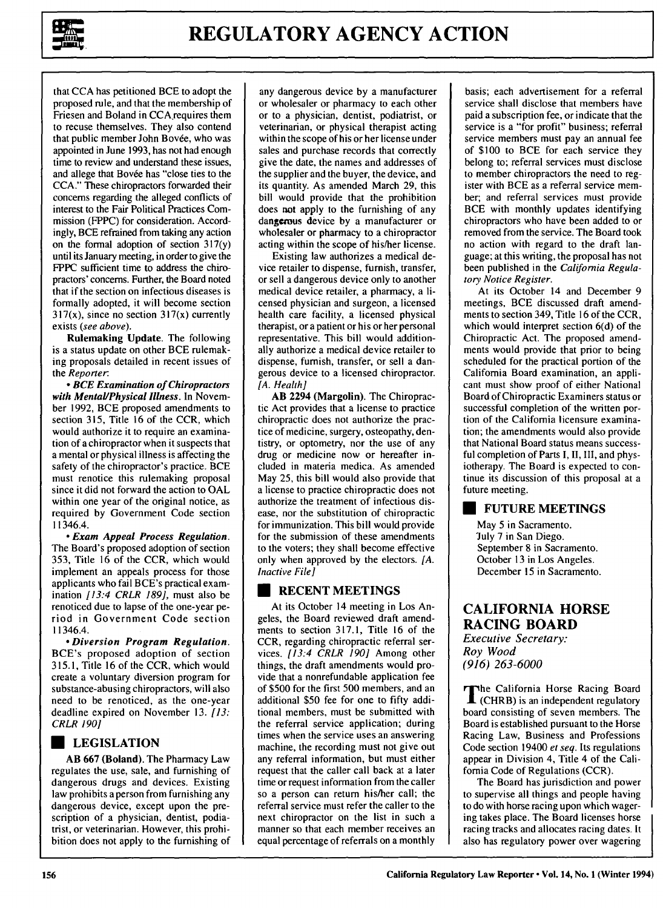that CCA has petitioned BCE to adopt the proposed rule, and that the membership of Friesen and Boland in CCA requires them to recuse themselves. They also contend that public member John Bovée, who was appointed in June 1993, has not had enough time to review and understand these issues, and allege that Bovée has "close ties to the CCA." These chiropractors forwarded their concerns regarding the alleged conflicts of interest to the Fair Political Practices Commission (FPPC) for consideration. Accordingly, BCE refrained from taking any action on the formal adoption of section 317(y) until its January meeting, in order to give the FPPC sufficient time to address the chiropractors' concerns. Further, the Board noted that if the section on infectious diseases is formally adopted, it will become section 317(x), since no section 317(x) currently exists (*see above*).

**Rulemaking Update.** The following is a status update on other BCE rulemaking proposals detailed in recent issues of the *Reporter*:

- ***BCE Examination of Chiropractors with Mental/Physical Illness.*** In November 1992, BCE proposed amendments to section 315, Title 16 of the CCR, which would authorize it to require an examination of a chiropractor when it suspects that a mental or physical illness is affecting the safety of the chiropractor's practice. BCE must renotice this rulemaking proposal since it did not forward the action to OAL within one year of the original notice, as required by Government Code section 11346.4.

- ***Exam Appeal Process Regulation.*** The Board's proposed adoption of section 353, Title 16 of the CCR, which would implement an appeals process for those applicants who fail BCE's practical examination *[13:4 CRLR 189]*, must also be renoticed due to lapse of the one-year period in Government Code section 11346.4.

- ***Diversion Program Regulation.*** BCE's proposed adoption of section 315.1, Title 16 of the CCR, which would create a voluntary diversion program for substance-abusing chiropractors, will also need to be renoticed, as the one-year deadline expired on November 13. *[13: CRLR 190]*

## LEGISLATION

**AB 667 (Boland).** The Pharmacy Law regulates the use, sale, and furnishing of dangerous drugs and devices. Existing law prohibits a person from furnishing any dangerous device, except upon the prescription of a physician, dentist, podiatrist, or veterinarian. However, this prohibition does not apply to the furnishing of any dangerous device by a manufacturer or wholesaler or pharmacy to each other or to a physician, dentist, podiatrist, or veterinarian, or physical therapist acting within the scope of his or her license under sales and purchase records that correctly give the date, the names and addresses of the supplier and the buyer, the device, and its quantity. As amended March 29, this bill would provide that the prohibition does not apply to the furnishing of any dangerous device by a manufacturer or wholesaler or pharmacy to a chiropractor acting within the scope of his/her license.

Existing law authorizes a medical device retailer to dispense, furnish, transfer, or sell a dangerous device only to another medical device retailer, a pharmacy, a licensed physician and surgeon, a licensed health care facility, a licensed physical therapist, or a patient or his or her personal representative. This bill would additionally authorize a medical device retailer to dispense, furnish, transfer, or sell a dangerous device to a licensed chiropractor. *[A. Health]*

**AB 2294 (Margolin).** The Chiropractic Act provides that a license to practice chiropractic does not authorize the practice of medicine, surgery, osteopathy, dentistry, or optometry, nor the use of any drug or medicine now or hereafter included in materia medica. As amended May 25, this bill would also provide that a license to practice chiropractic does not authorize the treatment of infectious disease, nor the substitution of chiropractic for immunization. This bill would provide for the submission of these amendments to the voters; they shall become effective only when approved by the electors. *[A. Inactive File]*

## RECENT MEETINGS

At its October 14 meeting in Los Angeles, the Board reviewed draft amendments to section 317.1, Title 16 of the CCR, regarding chiropractic referral services. *[13:4 CRLR 190]* Among other things, the draft amendments would provide that a nonrefundable application fee of $500 for the first 500 members, and an additional $50 fee for one to fifty additional members, must be submitted with the referral service application; during times when the service uses an answering machine, the recording must not give out any referral information, but must either request that the caller call back at a later time or request information from the caller so a person can return his/her call; the referral service must refer the caller to the next chiropractor on the list in such a manner so that each member receives an equal percentage of referrals on a monthly basis; each advertisement for a referral service shall disclose that members have paid a subscription fee, or indicate that the service is a "for profit" business; referral service members must pay an annual fee of $100 to BCE for each service they belong to; referral services must disclose to member chiropractors the need to register with BCE as a referral service member; and referral services must provide BCE with monthly updates identifying chiropractors who have been added to or removed from the service. The Board took no action with regard to the draft language; at this writing, the proposal has not been published in the *California Regulatory Notice Register*.

At its October 14 and December 9 meetings, BCE discussed draft amendments to section 349, Title 16 of the CCR, which would interpret section 6(d) of the Chiropractic Act. The proposed amendments would provide that prior to being scheduled for the practical portion of the California Board examination, an applicant must show proof of either National Board of Chiropractic Examiners status or successful completion of the written portion of the California licensure examination; the amendments would also provide that National Board status means successful completion of Parts I, II, III, and physiotherapy. The Board is expected to continue its discussion of this proposal at a future meeting.

## FUTURE MEETINGS

May 5 in Sacramento.
July 7 in San Diego.
September 8 in Sacramento.
October 13 in Los Angeles.
December 15 in Sacramento.

# CALIFORNIA HORSE RACING BOARD

*Executive Secretary:*
*Roy Wood*
*(916) 263-6000*

The California Horse Racing Board (CHRB) is an independent regulatory board consisting of seven members. The Board is established pursuant to the Horse Racing Law, Business and Professions Code section 19400 *et seq.* Its regulations appear in Division 4, Title 4 of the California Code of Regulations (CCR).

The Board has jurisdiction and power to supervise all things and people having to do with horse racing upon which wagering takes place. The Board licenses horse racing tracks and allocates racing dates. It also has regulatory power over wagering